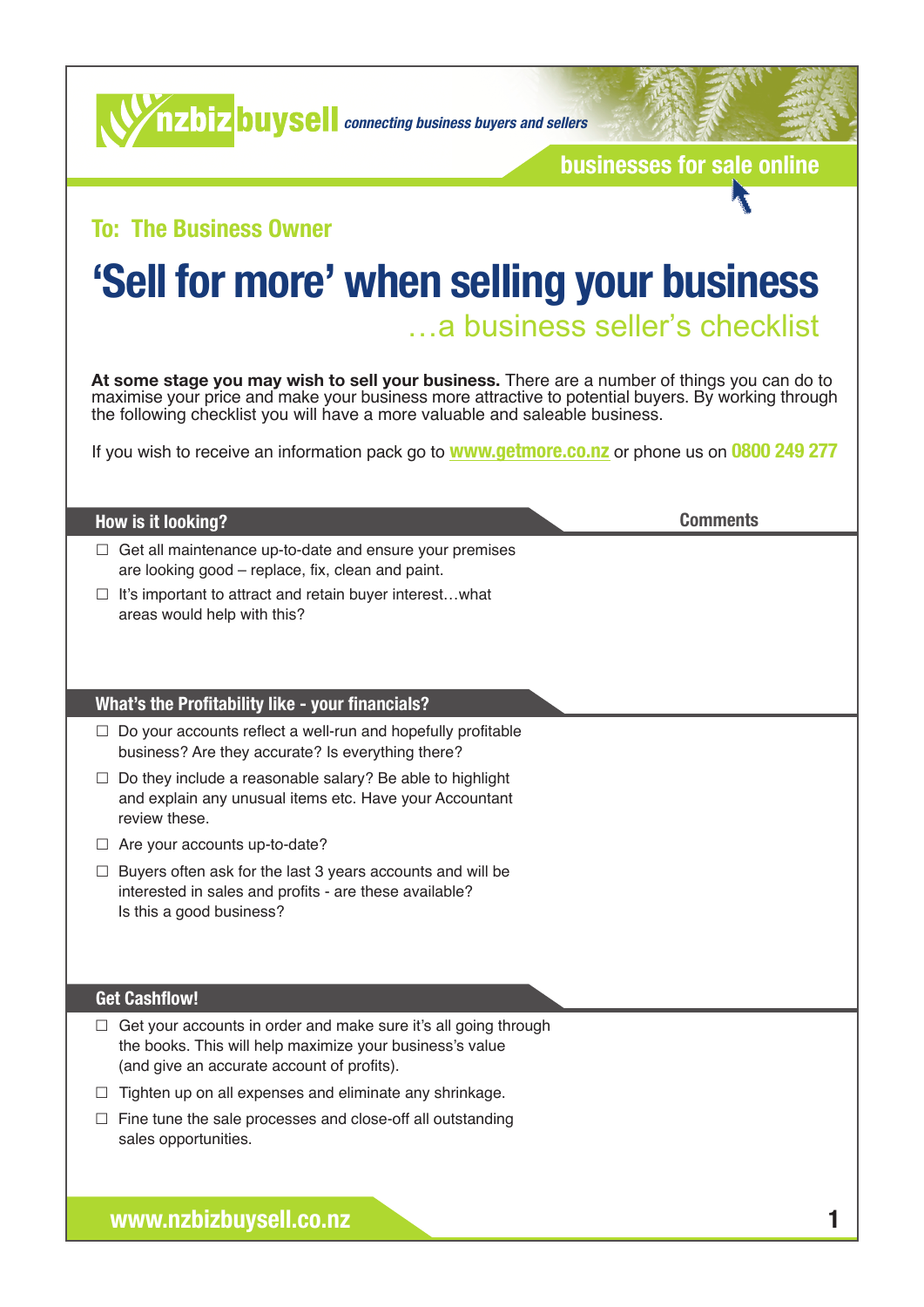nzbizbuysell *connecting business buyers and sellers*

**businesses for sale online**

## To: The Business Owner

# 'Sell for more' when selling your business

## …a business seller's checklist

**At some stage you may wish to sell your business.** There are a number of things you can do to maximise your price and make your business more attractive to potential buyers. By working through the following checklist you will have a more valuable and saleable business.

If you wish to receive an information pack go to **www.getmore.co.nz** or phone us on **0800 249 277**

### How is it looking?

**Comments**

- ☐ Get all maintenance up-to-date and ensure your premises are looking good – replace, fix, clean and paint.
- ☐ It's important to attract and retain buyer interest…what areas would help with this?

### What's the Profitability like - your financials?

- ☐ Do your accounts reflect a well-run and hopefully profitable business? Are they accurate? Is everything there?
- ☐ Do they include a reasonable salary? Be able to highlight and explain any unusual items etc. Have your Accountant review these.
- ☐ Are your accounts up-to-date?
- ☐ Buyers often ask for the last 3 years accounts and will be interested in sales and profits - are these available? Is this a good business?

### Get Cashflow!

- ☐ Get your accounts in order and make sure it's all going through the books. This will help maximize your business's value (and give an accurate account of profits).
- ☐ Tighten up on all expenses and eliminate any shrinkage.
- ☐ Fine tune the sale processes and close-off all outstanding sales opportunities.

**www.nzbizbuysell.co.nz**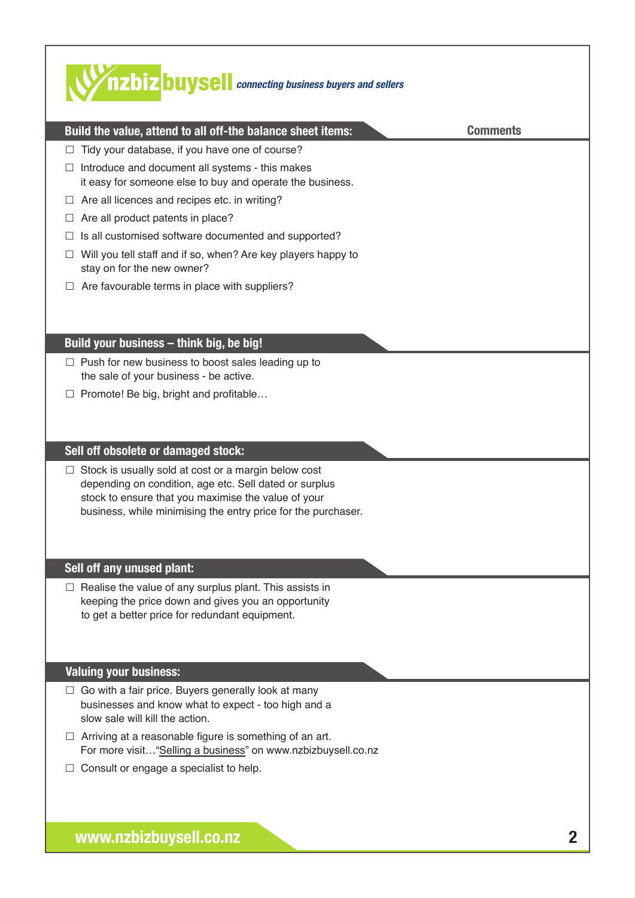**nzbizbuysell** *connecting business buyers and sellers*

## Build the value, attend to all off-the balance sheet items:

**Comments**

- ☐ Tidy your database, if you have one of course?
- ☐ Introduce and document all systems - this makes it easy for someone else to buy and operate the business.
- ☐ Are all licences and recipes etc. in writing?
- ☐ Are all product patents in place?
- ☐ Is all customised software documented and supported?
- ☐ Will you tell staff and if so, when? Are key players happy to stay on for the new owner?
- ☐ Are favourable terms in place with suppliers?

## Build your business – think big, be big!

- ☐ Push for new business to boost sales leading up to the sale of your business - be active.
- ☐ Promote! Be big, bright and profitable…

## Sell off obsolete or damaged stock:

- ☐ Stock is usually sold at cost or a margin below cost depending on condition, age etc. Sell dated or surplus stock to ensure that you maximise the value of your business, while minimising the entry price for the purchaser.

## Sell off any unused plant:

- ☐ Realise the value of any surplus plant. This assists in keeping the price down and gives you an opportunity to get a better price for redundant equipment.

## Valuing your business:

- ☐ Go with a fair price. Buyers generally look at many businesses and know what to expect - too high and a slow sale will kill the action.
- ☐ Arriving at a reasonable figure is something of an art. For more visit…"Selling a business" on www.nzbizbuysell.co.nz
- ☐ Consult or engage a specialist to help.

**www.nzbizbuysell.co.nz**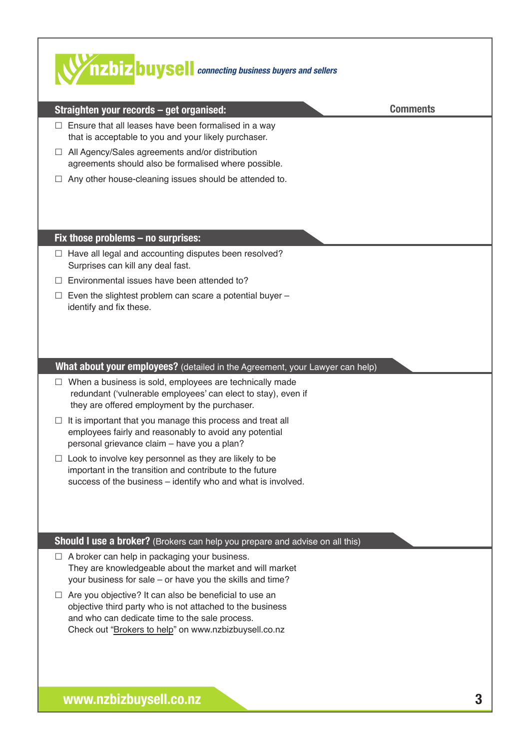**nzbizbuysell** *connecting business buyers and sellers*

## Straighten your records – get organised:

**Comments**

- ☐ Ensure that all leases have been formalised in a way that is acceptable to you and your likely purchaser.
- ☐ All Agency/Sales agreements and/or distribution agreements should also be formalised where possible.
- ☐ Any other house-cleaning issues should be attended to.

## Fix those problems – no surprises:

- ☐ Have all legal and accounting disputes been resolved? Surprises can kill any deal fast.
- ☐ Environmental issues have been attended to?
- ☐ Even the slightest problem can scare a potential buyer – identify and fix these.

## What about your employees? (detailed in the Agreement, your Lawyer can help)

- ☐ When a business is sold, employees are technically made redundant ('vulnerable employees' can elect to stay), even if they are offered employment by the purchaser.
- ☐ It is important that you manage this process and treat all employees fairly and reasonably to avoid any potential personal grievance claim – have you a plan?
- ☐ Look to involve key personnel as they are likely to be important in the transition and contribute to the future success of the business – identify who and what is involved.

## Should I use a broker? (Brokers can help you prepare and advise on all this)

- ☐ A broker can help in packaging your business. They are knowledgeable about the market and will market your business for sale – or have you the skills and time?
- ☐ Are you objective? It can also be beneficial to use an objective third party who is not attached to the business and who can dedicate time to the sale process. Check out "Brokers to help" on www.nzbizbuysell.co.nz

**www.nzbizbuysell.co.nz**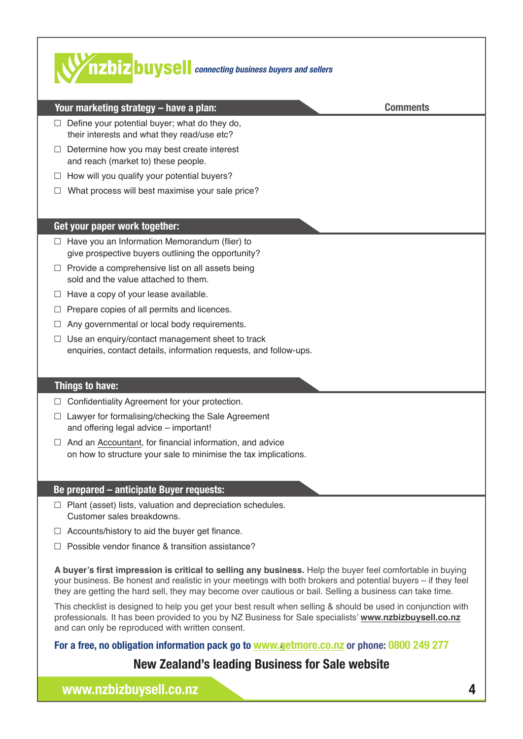nzbizbuysell *connecting business buyers and sellers*

## Your marketing strategy – have a plan:

**Comments**

- ☐ Define your potential buyer; what do they do, their interests and what they read/use etc?
- ☐ Determine how you may best create interest and reach (market to) these people.
- ☐ How will you qualify your potential buyers?
- ☐ What process will best maximise your sale price?

## Get your paper work together:

- ☐ Have you an Information Memorandum (flier) to give prospective buyers outlining the opportunity?
- ☐ Provide a comprehensive list on all assets being sold and the value attached to them.
- ☐ Have a copy of your lease available.
- ☐ Prepare copies of all permits and licences.
- ☐ Any governmental or local body requirements.
- ☐ Use an enquiry/contact management sheet to track enquiries, contact details, information requests, and follow-ups.

## Things to have:

- ☐ Confidentiality Agreement for your protection.
- ☐ Lawyer for formalising/checking the Sale Agreement and offering legal advice – important!
- ☐ And an Accountant, for financial information, and advice on how to structure your sale to minimise the tax implications.

## Be prepared – anticipate Buyer requests:

- ☐ Plant (asset) lists, valuation and depreciation schedules. Customer sales breakdowns.
- ☐ Accounts/history to aid the buyer get finance.
- ☐ Possible vendor finance & transition assistance?

**A buyer's first impression is critical to selling any business.** Help the buyer feel comfortable in buying your business. Be honest and realistic in your meetings with both brokers and potential buyers – if they feel they are getting the hard sell, they may become over cautious or bail. Selling a business can take time.

This checklist is designed to help you get your best result when selling & should be used in conjunction with professionals. It has been provided to you by NZ Business for Sale specialists' **www.nzbizbuysell.co.nz** and can only be reproduced with written consent.

**For a free, no obligation information pack go to www.getmore.co.nz or phone: 0800 249 277**

**New Zealand's leading Business for Sale website**

**www.nzbizbuysell.co.nz**